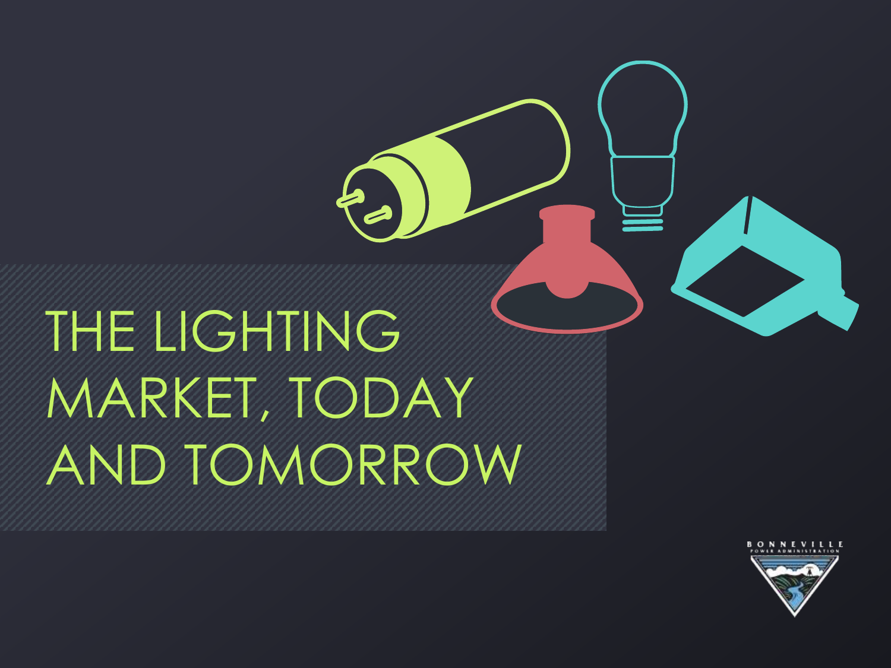# THE LIGHTING MARKET, TODAY AND TOMORROW

BONNEVILLE POWER ADMINISTRATION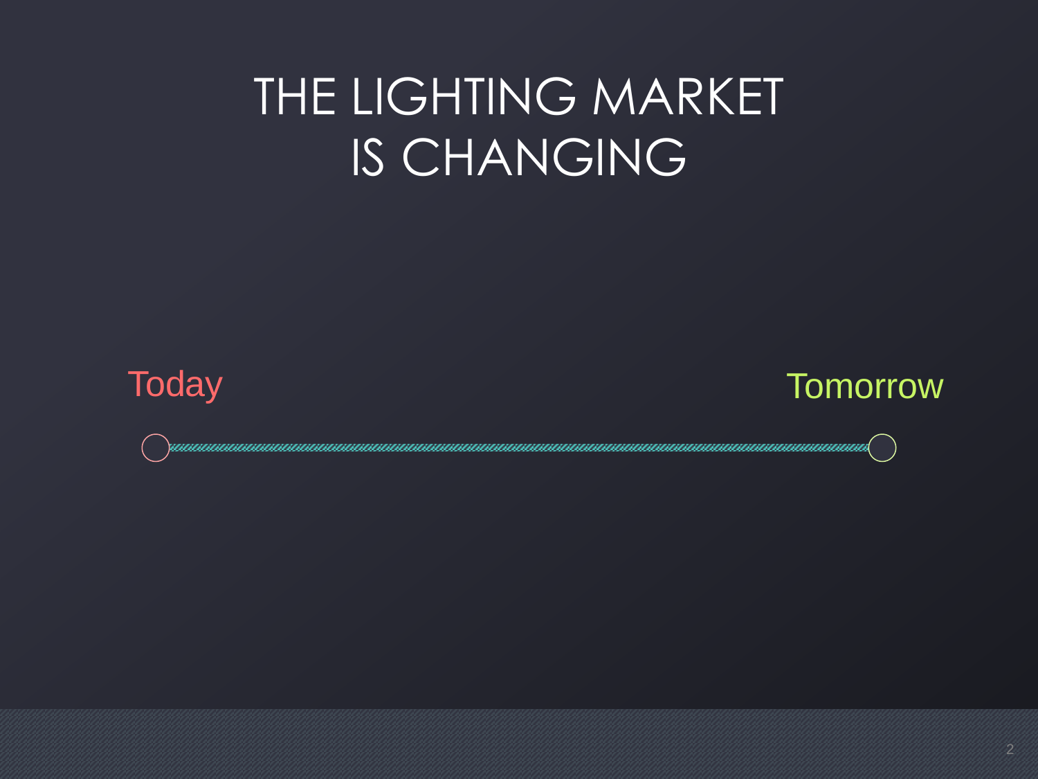# THE LIGHTING MARKET IS CHANGING

Today

Tomorrow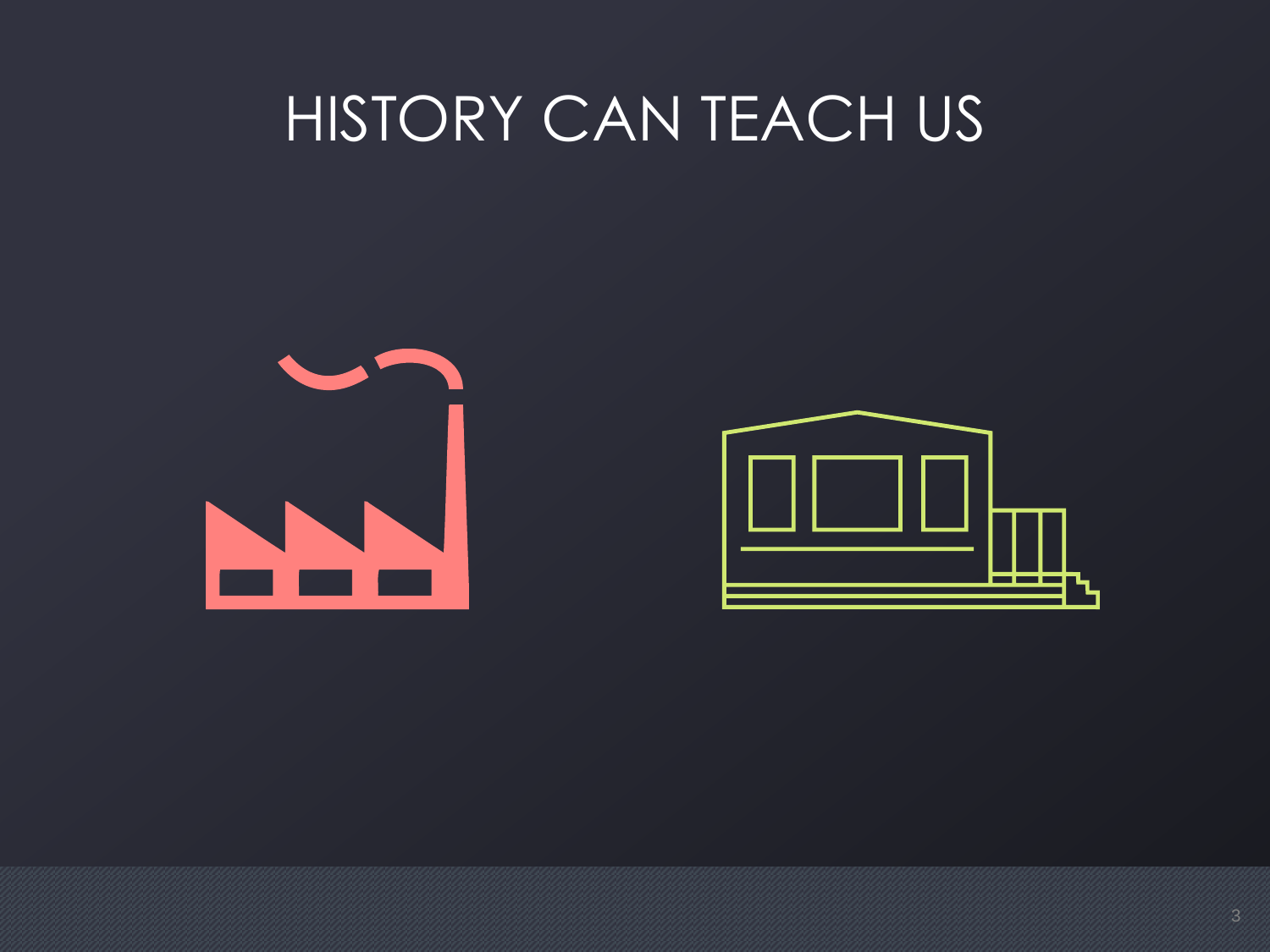# HISTORY CAN TEACH US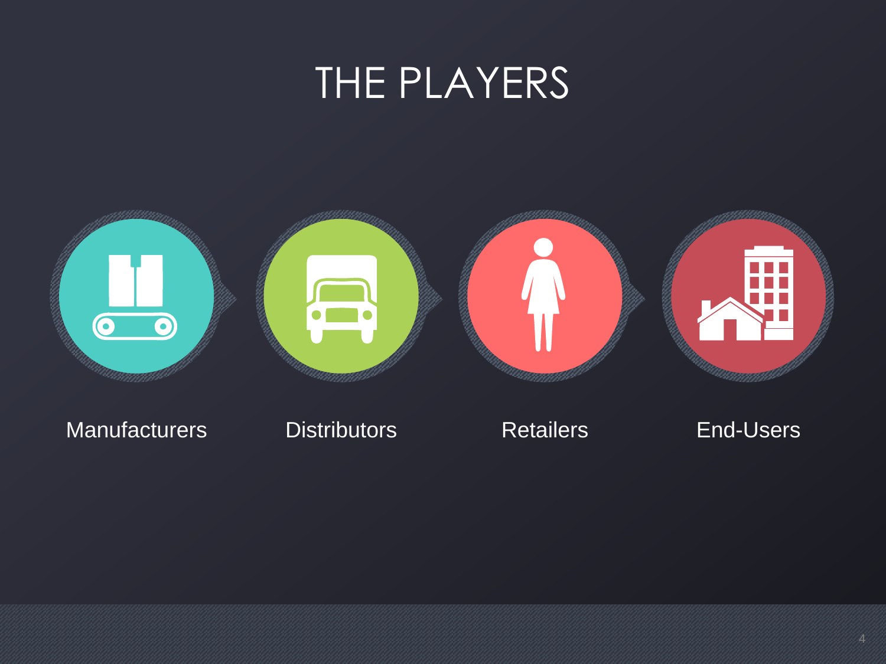# THE PLAYERS

Manufacturers

Distributors

Retailers

End-Users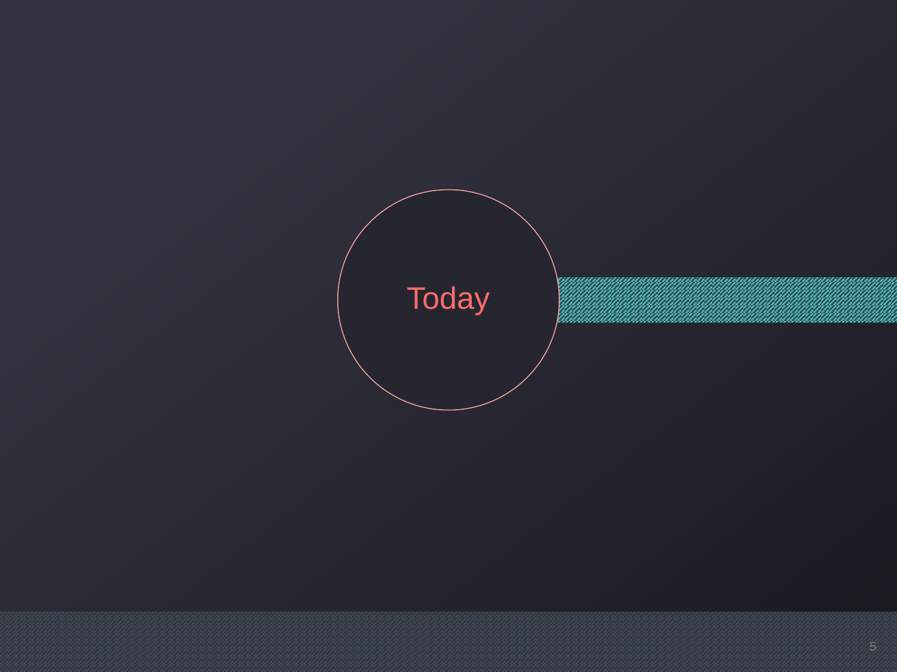Today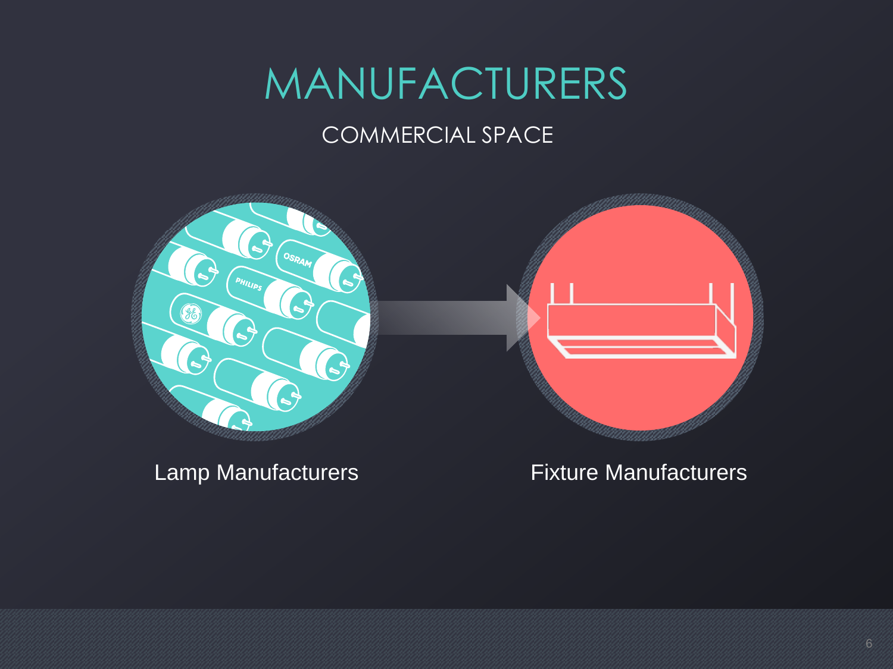# MANUFACTURERS

## COMMERCIAL SPACE

Lamp Manufacturers

Fixture Manufacturers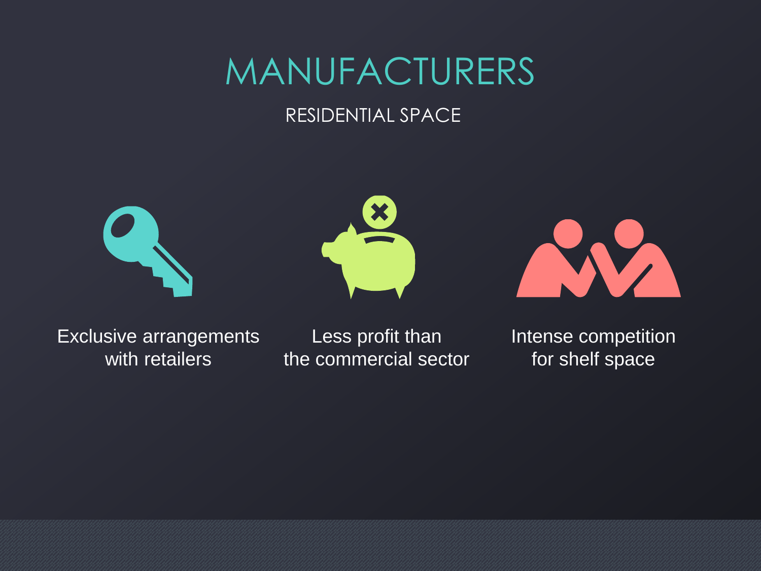# MANUFACTURERS

## RESIDENTIAL SPACE

Exclusive arrangements with retailers

Less profit than the commercial sector

Intense competition for shelf space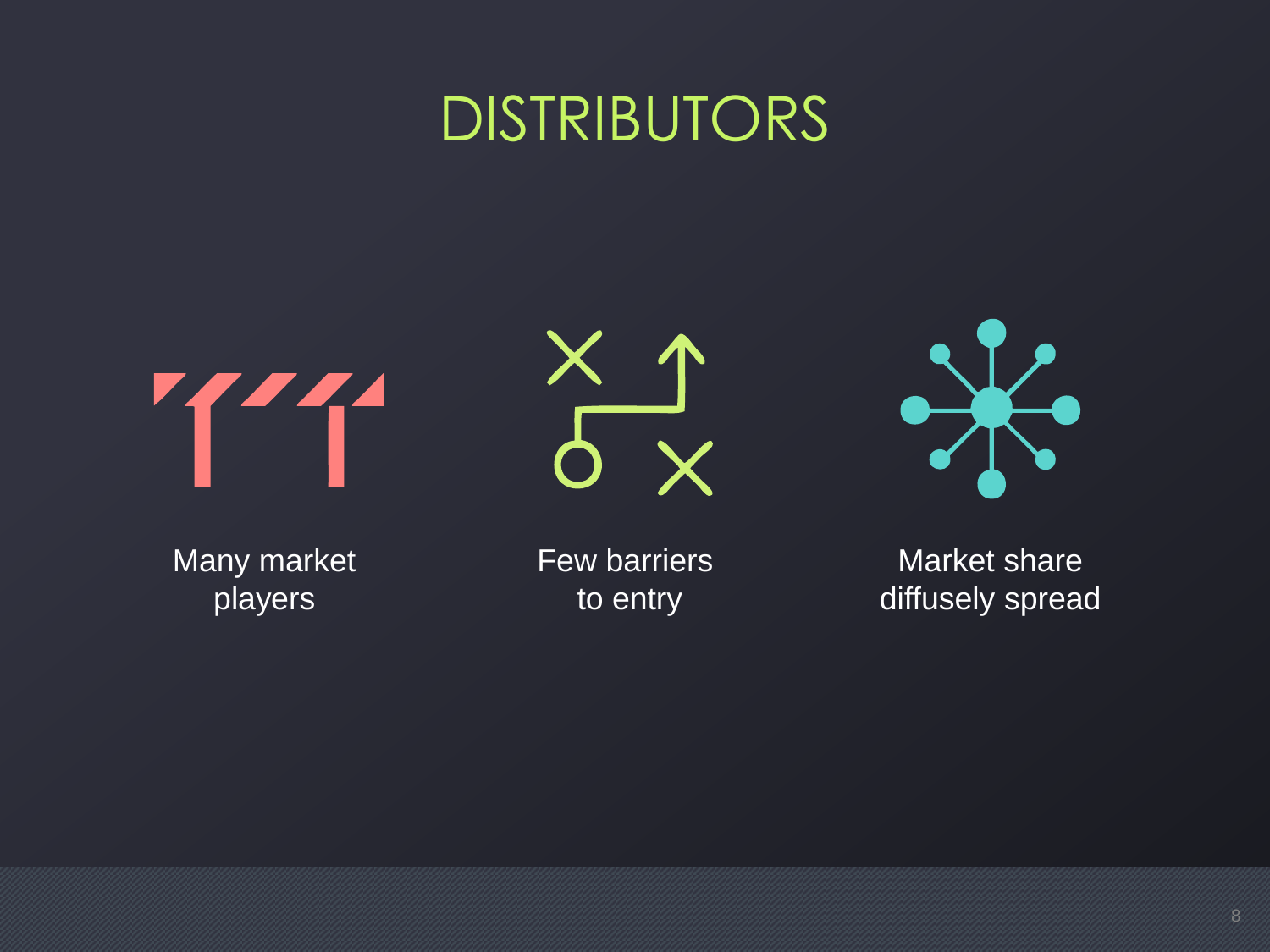# DISTRIBUTORS

Many market players

Few barriers to entry

Market share diffusely spread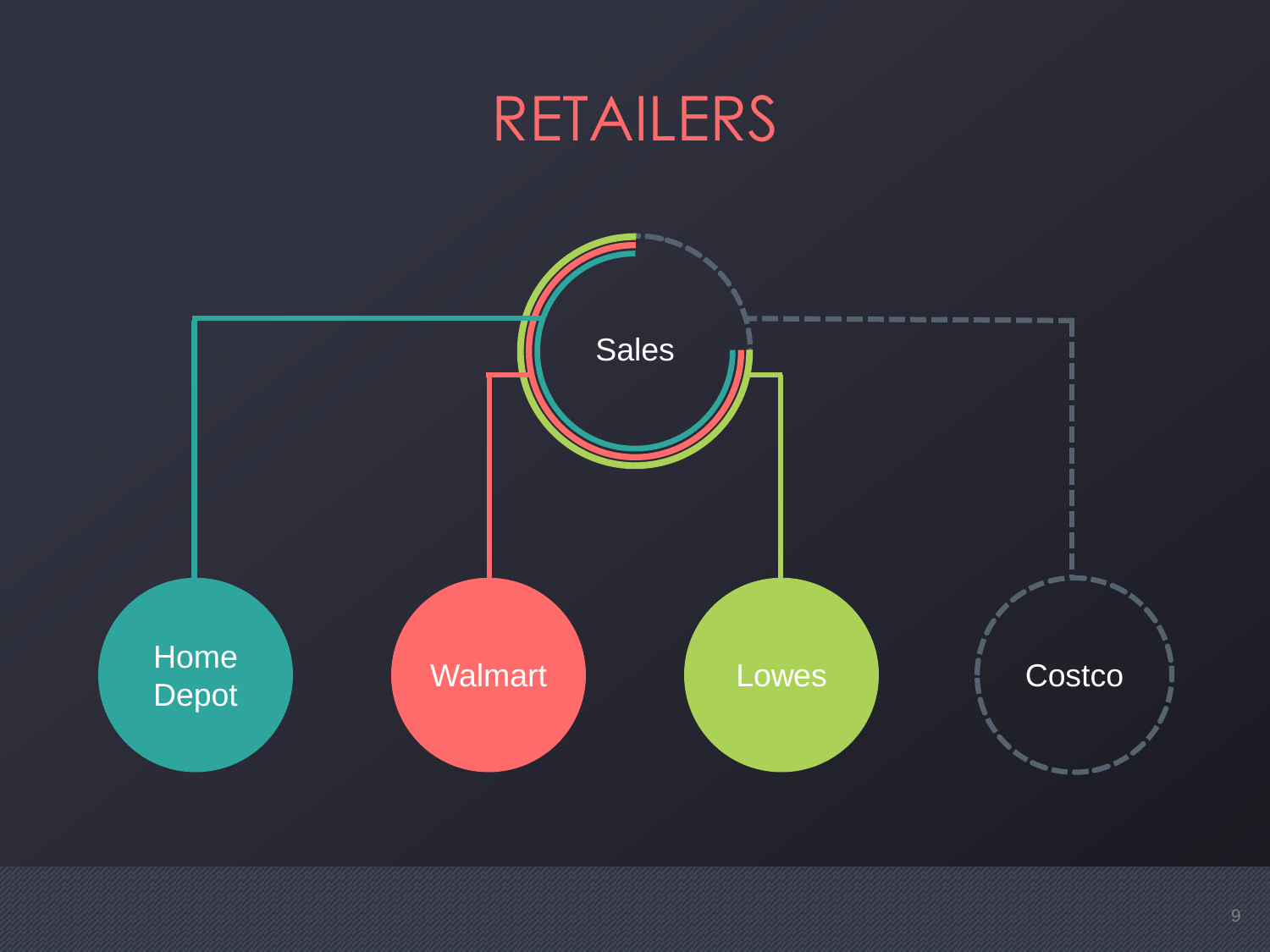# RETAILERS

Sales

Home Depot

Walmart

Lowes

Costco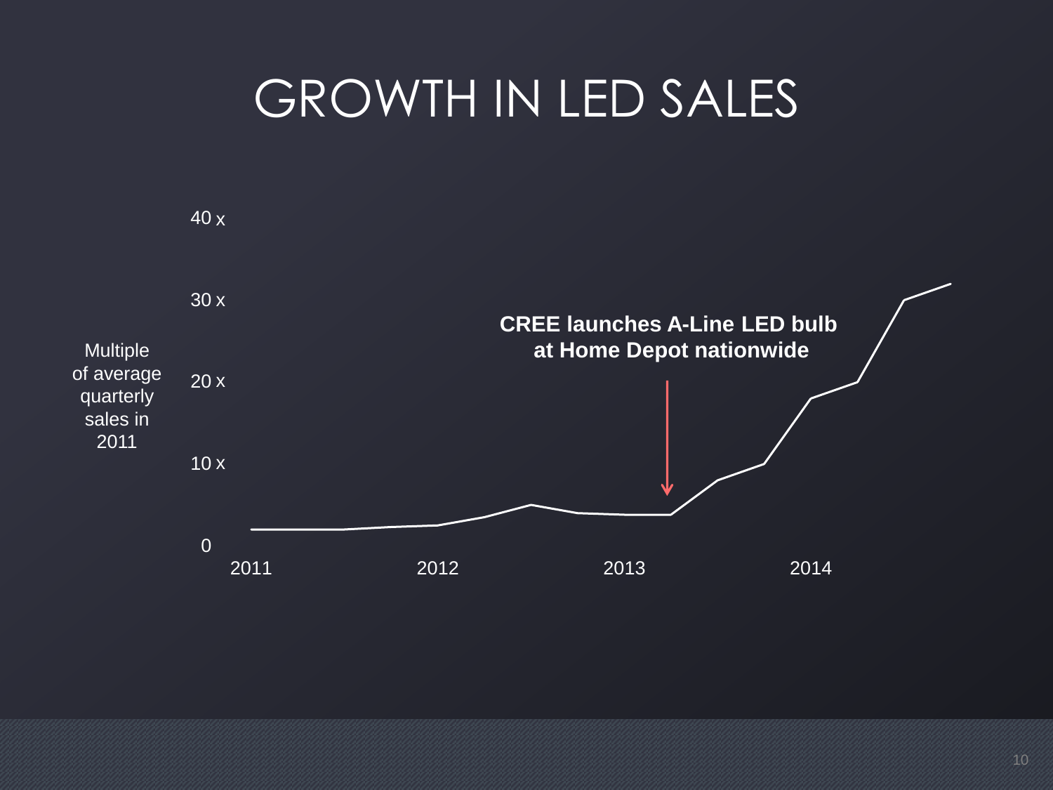# GROWTH IN LED SALES

Multiple of average quarterly sales in 2011

40 x

30 x

20 x

10 x

0

2011 2012 2013 2014

**CREE launches A-Line LED bulb at Home Depot nationwide**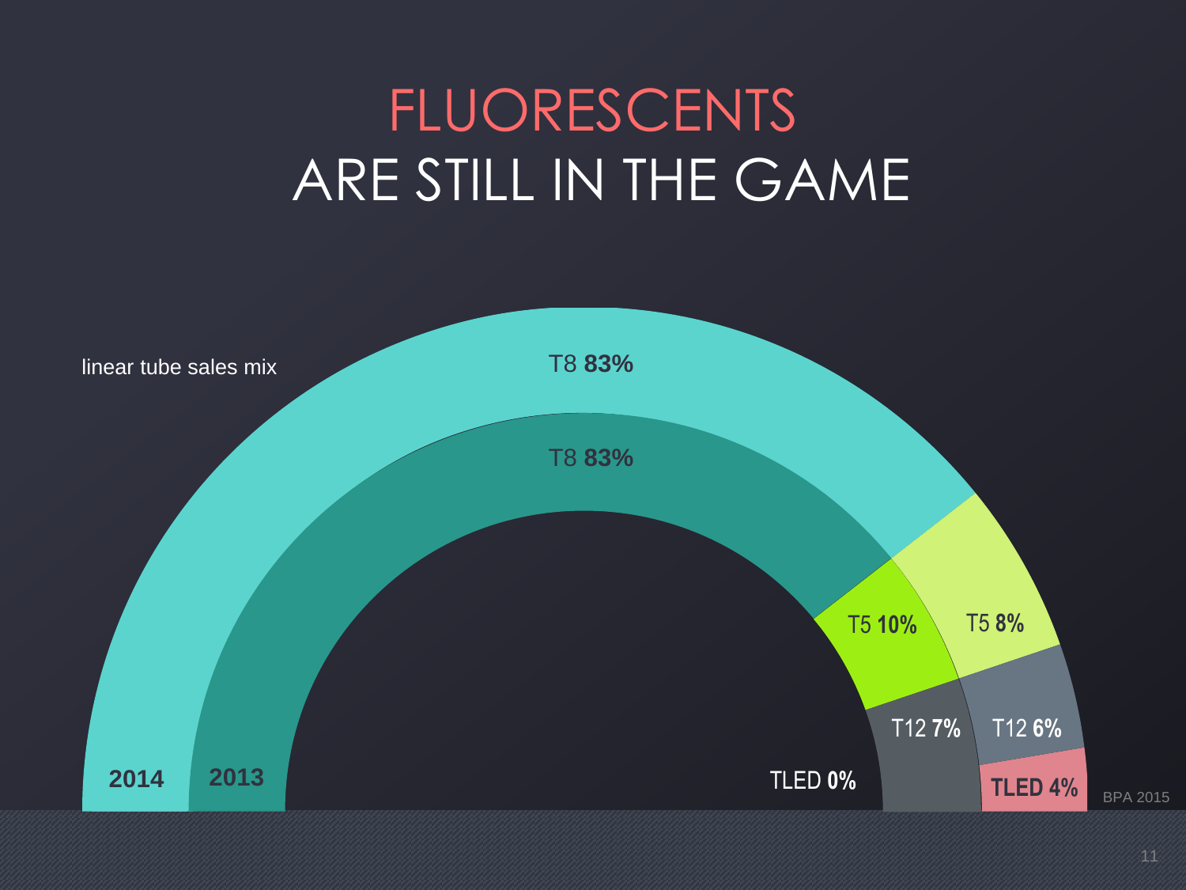# FLUORESCENTS ARE STILL IN THE GAME

linear tube sales mix

| | 2014 | 2013 |
|---|---|---|
| T8 | 83% | 83% |
| T5 | 8% | 10% |
| T12 | 6% | 7% |
| TLED | 4% | 0% |

BPA 2015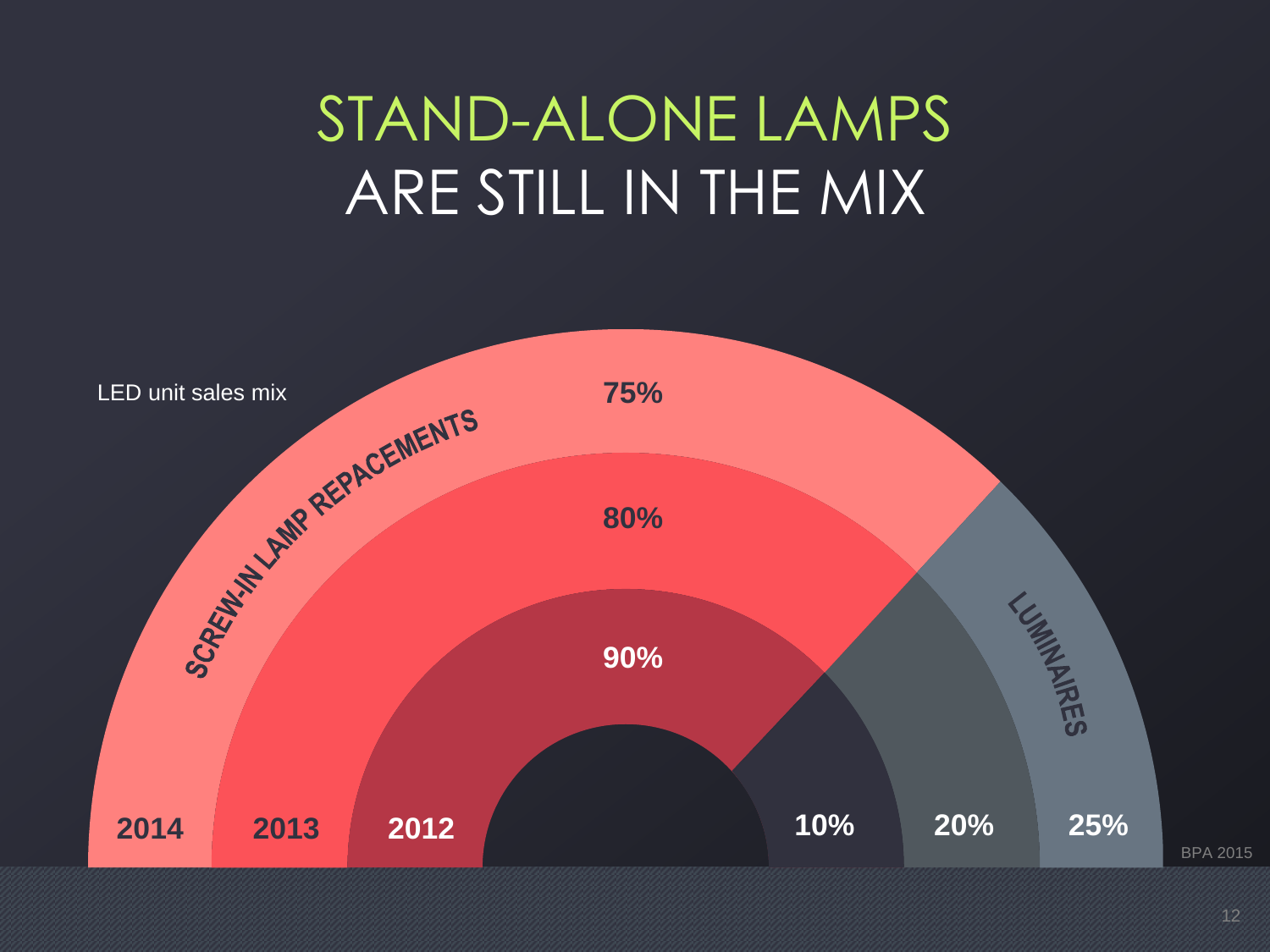# STAND-ALONE LAMPS ARE STILL IN THE MIX

LED unit sales mix

| Year | Screw-in lamp repacements | Luminaires |
|---|---|---|
| 2012 | 90% | 10% |
| 2013 | 80% | 20% |
| 2014 | 75% | 25% |

BPA 2015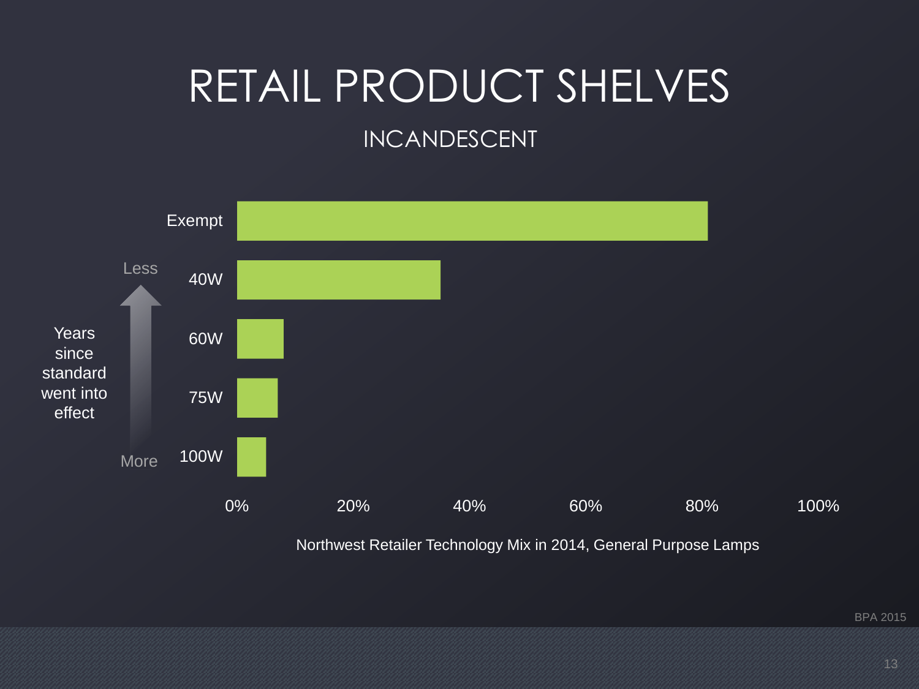# RETAIL PRODUCT SHELVES

## INCANDESCENT

Years since standard went into effect (Less → More)

| Category | Share |
| --- | --- |
| Exempt | ~81% |
| 40W | ~35% |
| 60W | ~8% |
| 75W | ~7% |
| 100W | ~5% |

Northwest Retailer Technology Mix in 2014, General Purpose Lamps

BPA 2015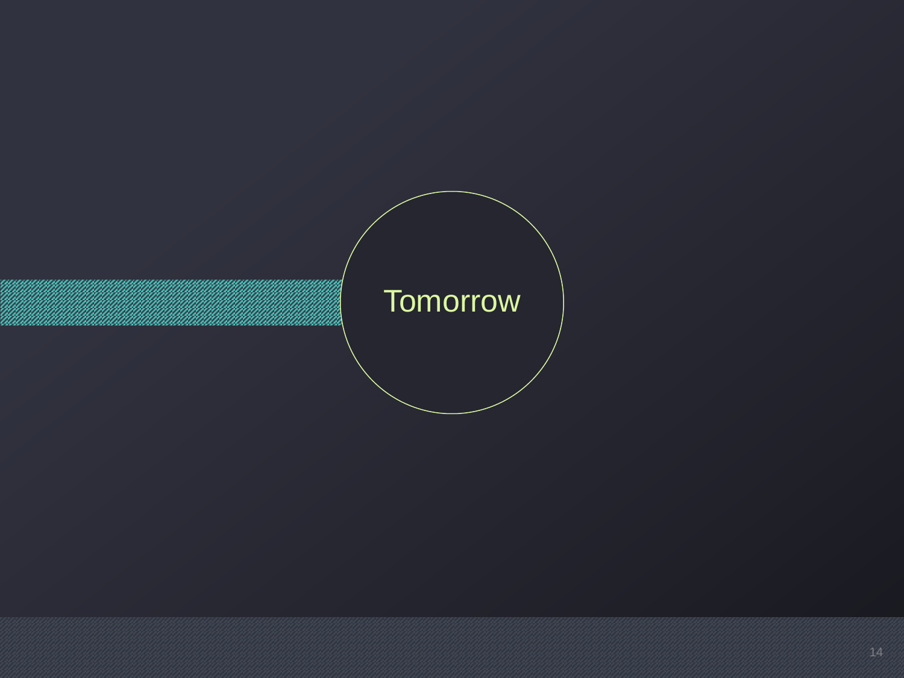# Tomorrow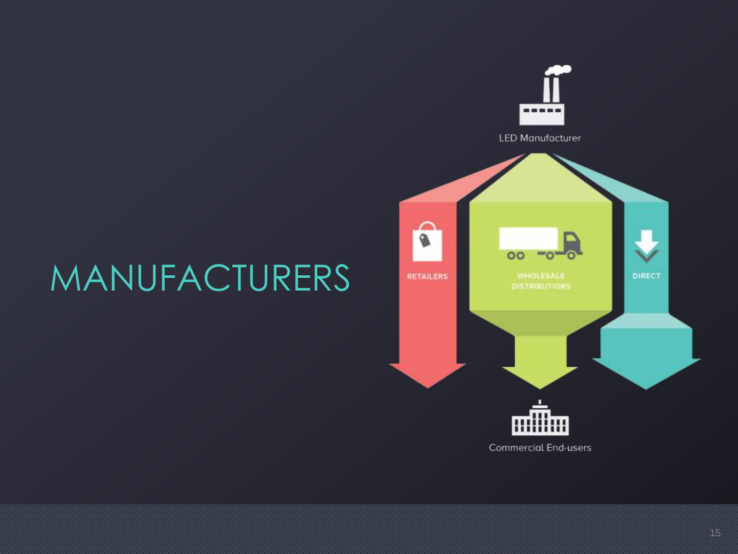# MANUFACTURERS

LED Manufacturer

RETAILERS

WHOLESALE DISTRIBUTIORS

DIRECT

Commercial End-users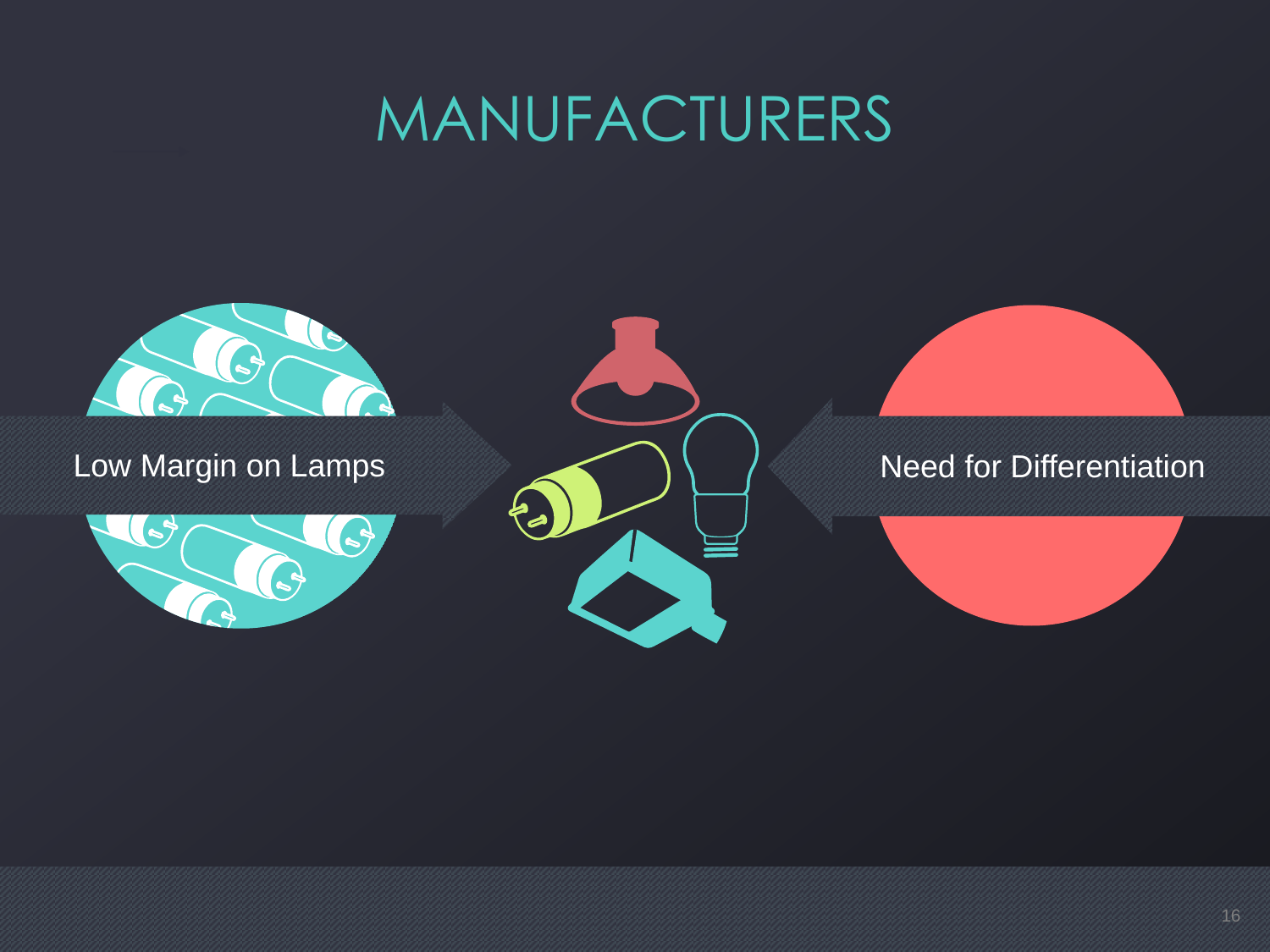# MANUFACTURERS

Low Margin on Lamps

Need for Differentiation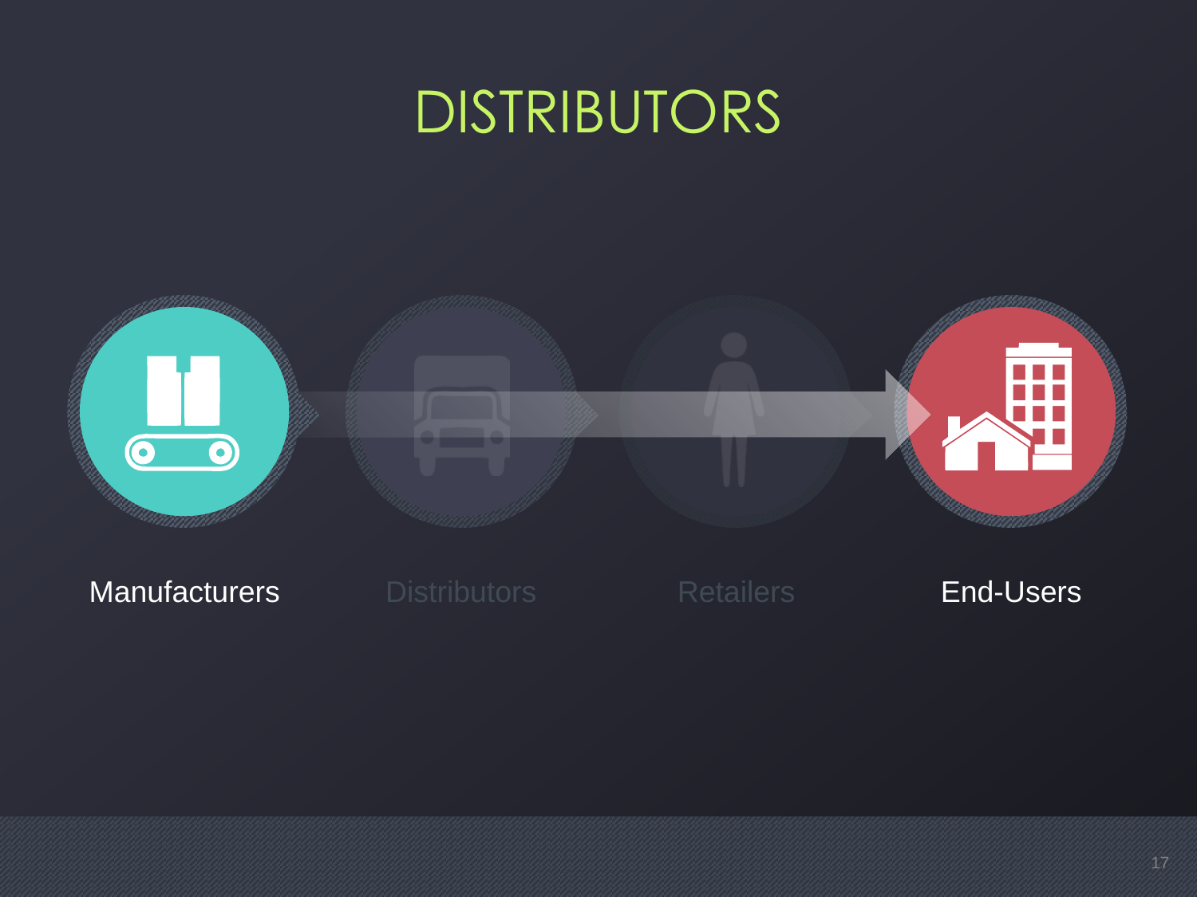# DISTRIBUTORS

Manufacturers

Distributors

Retailers

End-Users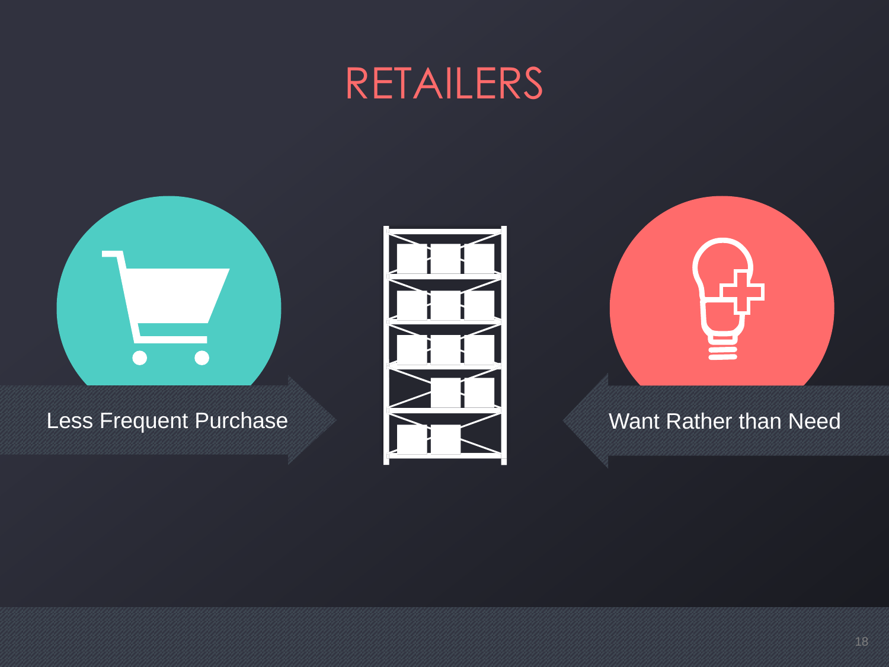# RETAILERS

Less Frequent Purchase

Want Rather than Need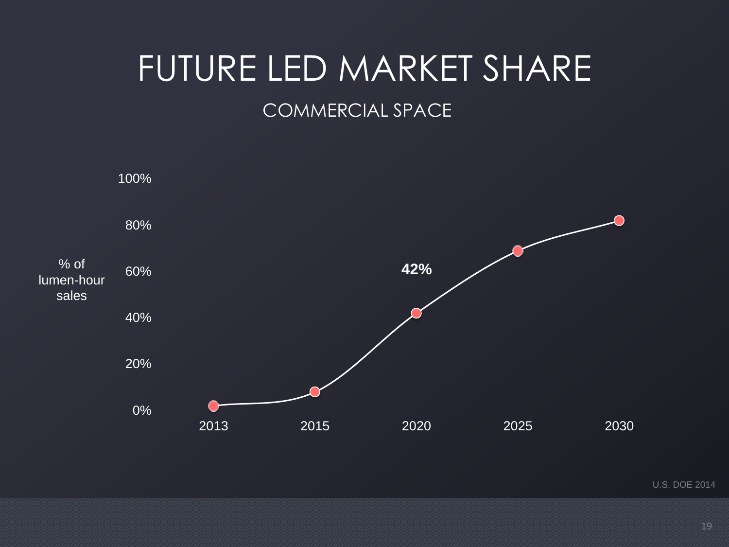# FUTURE LED MARKET SHARE

## COMMERCIAL SPACE

% of lumen-hour sales

100%

80%

60%

40%

20%

0%

42%

2013 2015 2020 2025 2030

U.S. DOE 2014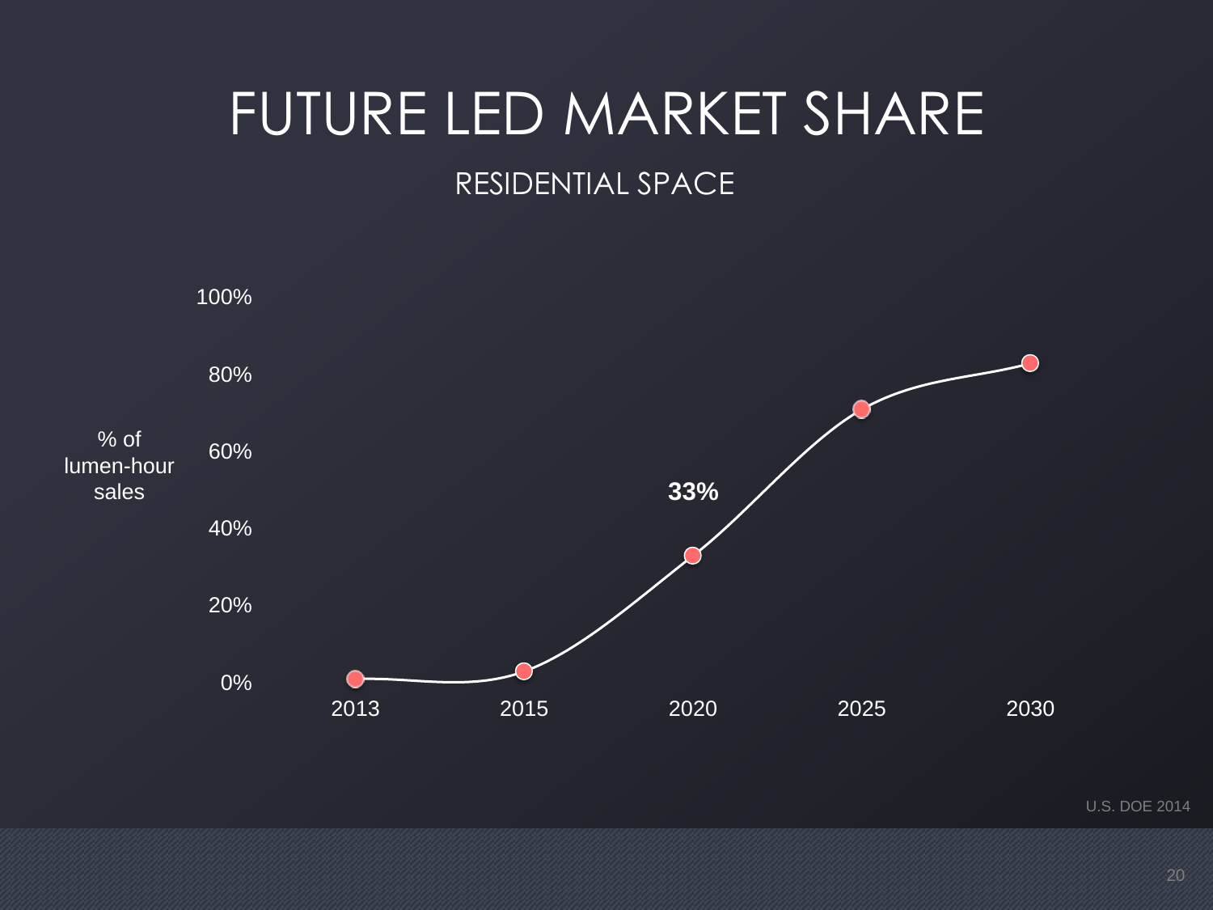# FUTURE LED MARKET SHARE

## RESIDENTIAL SPACE

% of lumen-hour sales

100%

80%

60%

40%

20%

0%

**33%**

2013 2015 2020 2025 2030

U.S. DOE 2014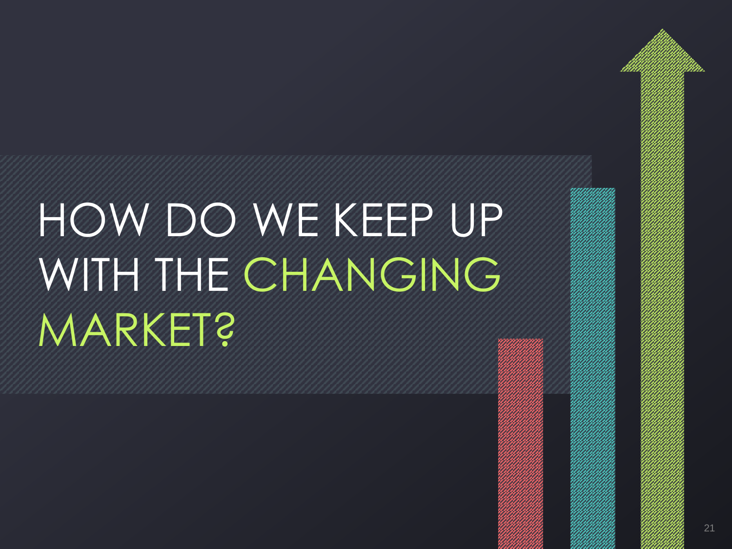# HOW DO WE KEEP UP WITH THE CHANGING MARKET?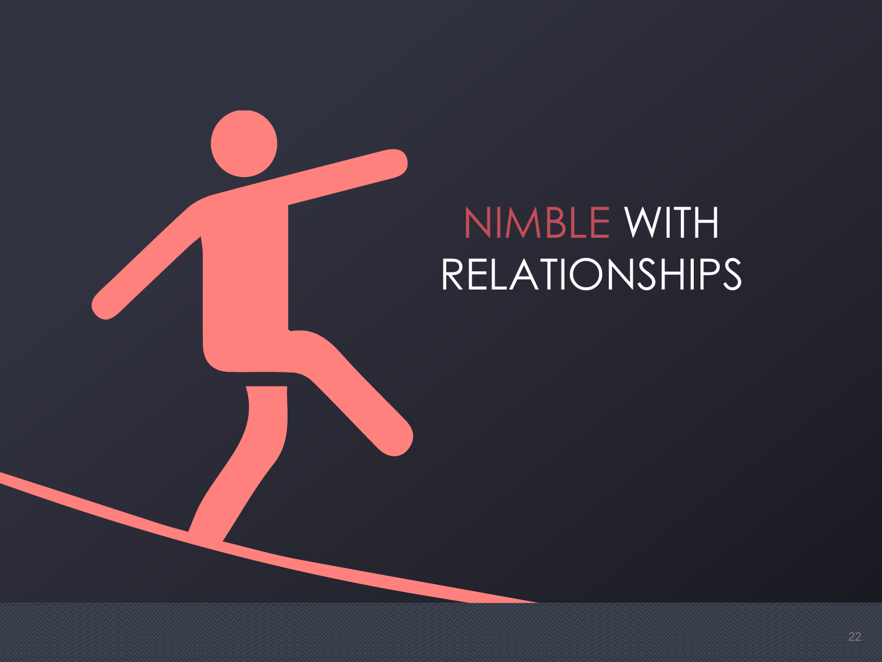# NIMBLE WITH RELATIONSHIPS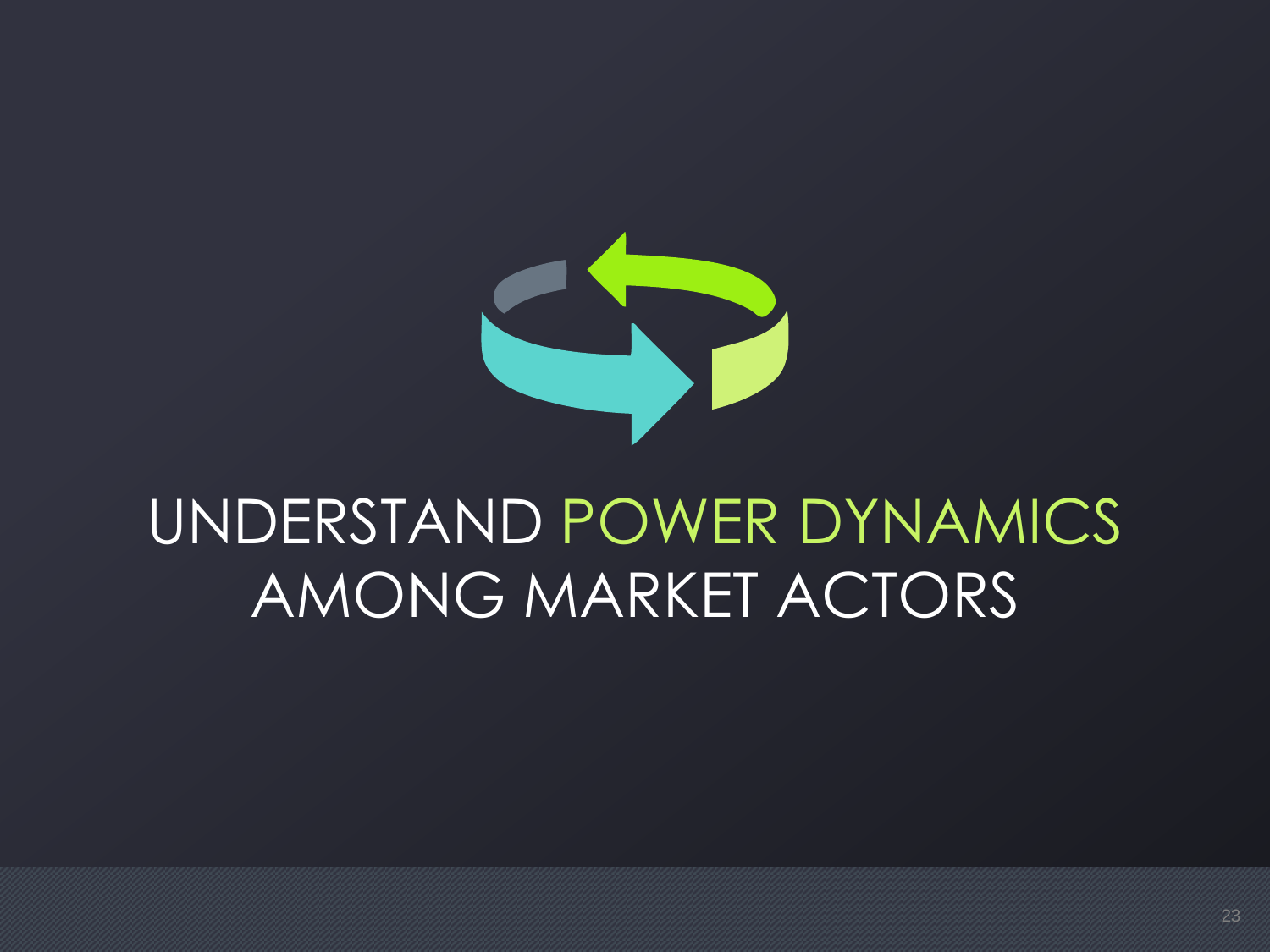# UNDERSTAND POWER DYNAMICS AMONG MARKET ACTORS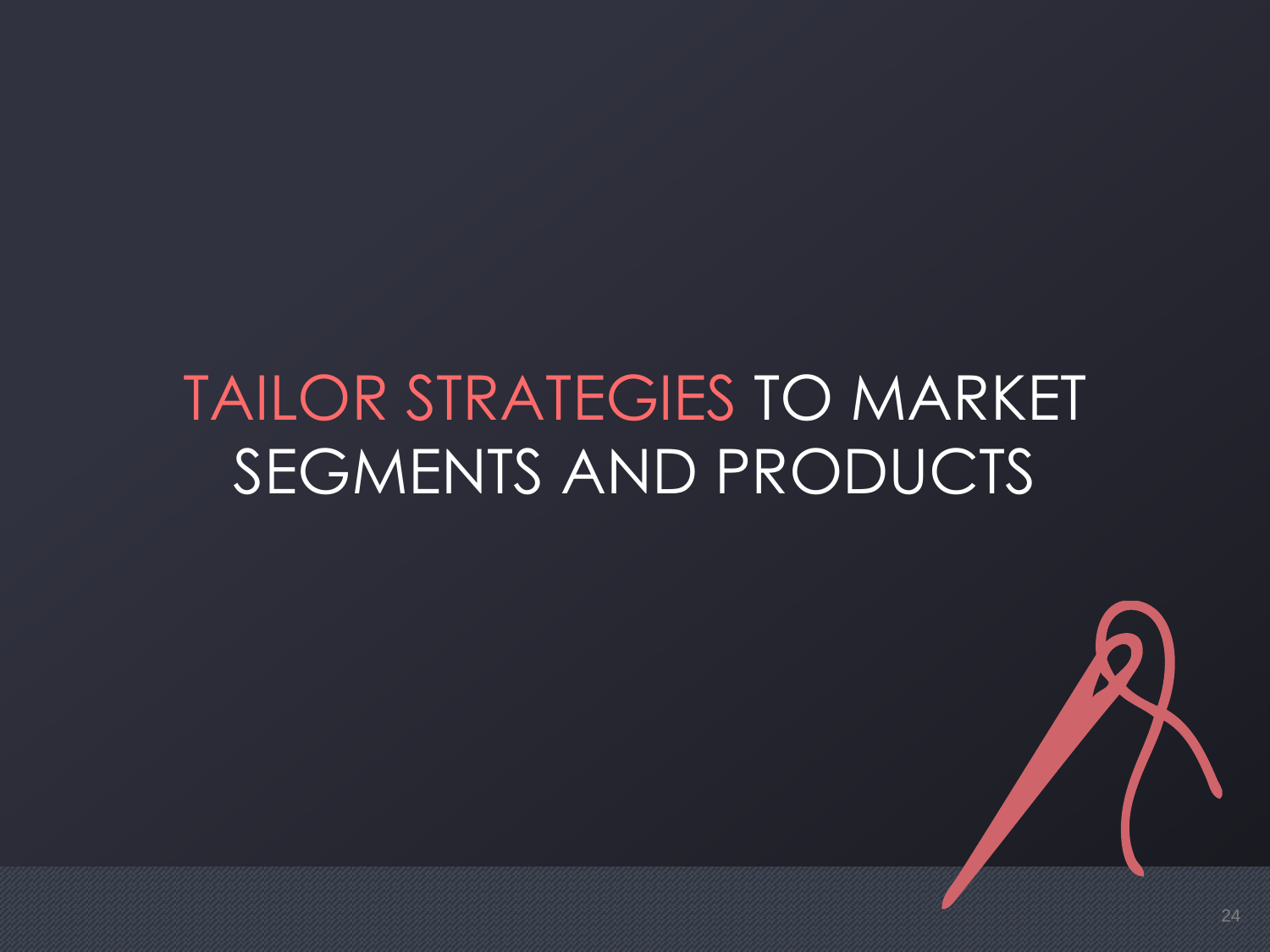# TAILOR STRATEGIES TO MARKET SEGMENTS AND PRODUCTS